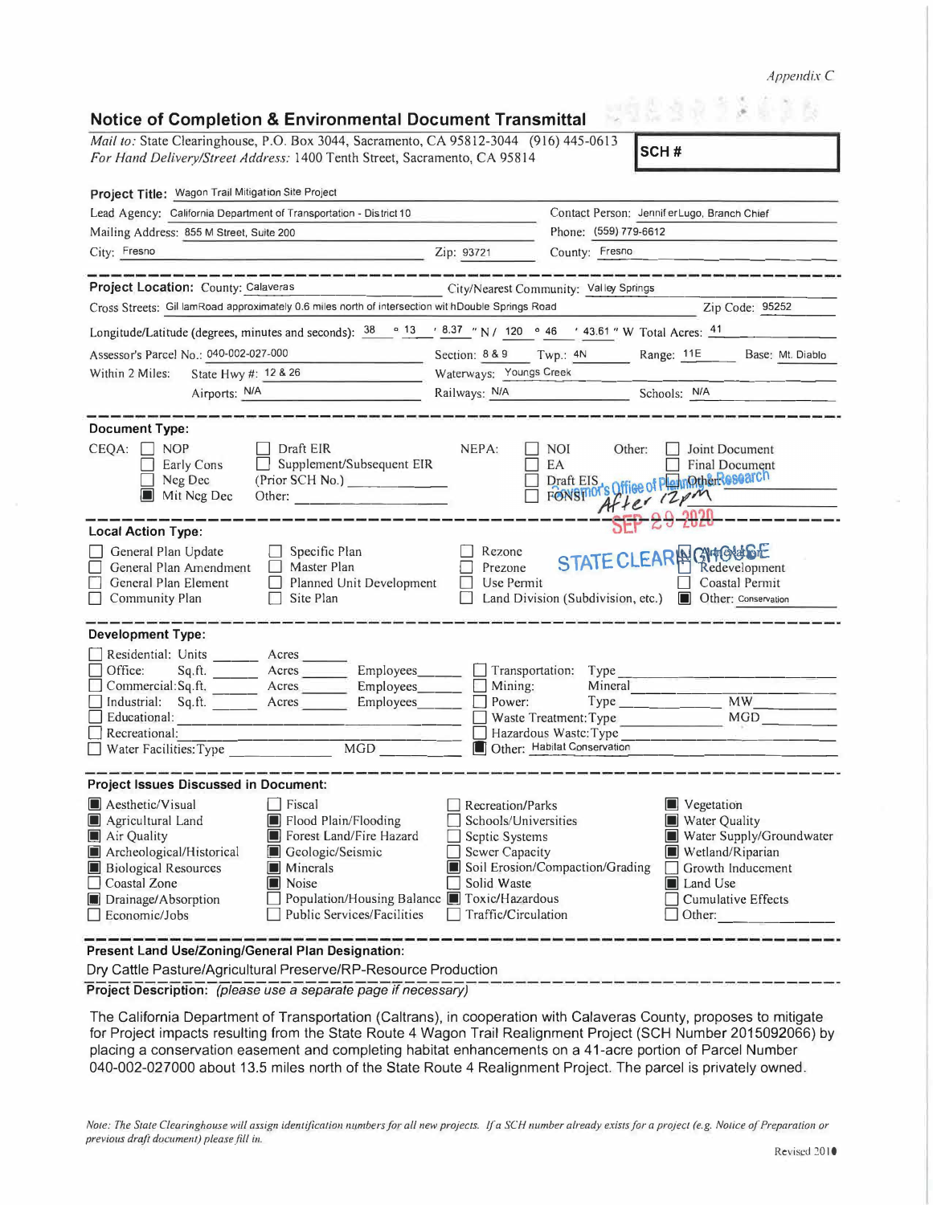*Appendix C*

## Notice of Completion & Environmental Document Transmittal

*Mail to:* State Clearinghouse, P.O. Box 3044, Sacramento, CA 95812-3044 (916) 445-0613
*For Hand Delivery/Street Address:* 1400 Tenth Street, Sacramento, CA 95814

**SCH #**

**Project Title:** Wagon Trail Mitigation Site Project

Lead Agency: California Department of Transportation - District 10
Contact Person: Jennifer Lugo, Branch Chief
Mailing Address: 855 M Street, Suite 200
Phone: (559) 779-6612
City: Fresno
Zip: 93721
County: Fresno

**Project Location:** County: Calaveras
City/Nearest Community: Valley Springs
Cross Streets: Gillam Road approximately 0.6 miles north of intersection with Double Springs Road
Zip Code: 95252
Longitude/Latitude (degrees, minutes and seconds): 38 ° 13 ′ 8.37 ″ N / 120 ° 46 ′ 43.61 ″ W Total Acres: 41
Assessor's Parcel No.: 040-002-027-000
Section: 8 & 9 Twp.: 4N Range: 11E Base: Mt. Diablo
Within 2 Miles: State Hwy #: 12 & 26
Waterways: Youngs Creek
Airports: N/A
Railways: N/A
Schools: N/A

**Document Type:**

CEQA:
- ☐ NOP
- ☐ Early Cons
- ☐ Neg Dec
- ☒ Mit Neg Dec
- ☐ Draft EIR
- ☐ Supplement/Subsequent EIR (Prior SCH No.) ______
- Other: ______

NEPA:
- ☐ NOI
- ☐ EA
- ☐ Draft EIS
- ☐ FONSI

Other:
- ☐ Joint Document
- ☐ Final Document
- ☐ Other:

Governor's Office of Planning & Research
After 12pm
SEP 29 2020
STATE CLEARINGHOUSE

**Local Action Type:**

- ☐ General Plan Update
- ☐ General Plan Amendment
- ☐ General Plan Element
- ☐ Community Plan
- ☐ Specific Plan
- ☐ Master Plan
- ☐ Planned Unit Development
- ☐ Site Plan
- ☐ Rezone
- ☐ Prezone
- ☐ Use Permit
- ☐ Land Division (Subdivision, etc.)
- ☐ Annexation
- ☐ Redevelopment
- ☐ Coastal Permit
- ☒ Other: Conservation

**Development Type:**

- ☐ Residential: Units ______ Acres ______
- ☐ Office: Sq.ft. ______ Acres ______ Employees ______
- ☐ Commercial: Sq.ft. ______ Acres ______ Employees ______
- ☐ Industrial: Sq.ft. ______ Acres ______ Employees ______
- ☐ Educational: ______
- ☐ Recreational: ______
- ☐ Water Facilities: Type ______ MGD ______
- ☐ Transportation: Type ______
- ☐ Mining: Mineral ______
- ☐ Power: Type ______ MW ______
- ☐ Waste Treatment: Type ______ MGD ______
- ☐ Hazardous Waste: Type ______
- ☒ Other: Habitat Conservation

**Project Issues Discussed in Document:**

- ☒ Aesthetic/Visual
- ☒ Agricultural Land
- ☒ Air Quality
- ☒ Archeological/Historical
- ☒ Biological Resources
- ☐ Coastal Zone
- ☒ Drainage/Absorption
- ☐ Economic/Jobs
- ☐ Fiscal
- ☒ Flood Plain/Flooding
- ☒ Forest Land/Fire Hazard
- ☒ Geologic/Seismic
- ☒ Minerals
- ☒ Noise
- ☐ Population/Housing Balance
- ☐ Public Services/Facilities
- ☐ Recreation/Parks
- ☐ Schools/Universities
- ☐ Septic Systems
- ☐ Sewer Capacity
- ☒ Soil Erosion/Compaction/Grading
- ☐ Solid Waste
- ☒ Toxic/Hazardous
- ☐ Traffic/Circulation
- ☒ Vegetation
- ☒ Water Quality
- ☒ Water Supply/Groundwater
- ☒ Wetland/Riparian
- ☐ Growth Inducement
- ☒ Land Use
- ☐ Cumulative Effects
- ☐ Other: ______

**Present Land Use/Zoning/General Plan Designation:**

Dry Cattle Pasture/Agricultural Preserve/RP-Resource Production

**Project Description:** *(please use a separate page if necessary)*

The California Department of Transportation (Caltrans), in cooperation with Calaveras County, proposes to mitigate for Project impacts resulting from the State Route 4 Wagon Trail Realignment Project (SCH Number 2015092066) by placing a conservation easement and completing habitat enhancements on a 41-acre portion of Parcel Number 040-002-027000 about 13.5 miles north of the State Route 4 Realignment Project. The parcel is privately owned.

*Note: The State Clearinghouse will assign identification numbers for all new projects. If a SCH number already exists for a project (e.g. Notice of Preparation or previous draft document) please fill in.*

Revised 2010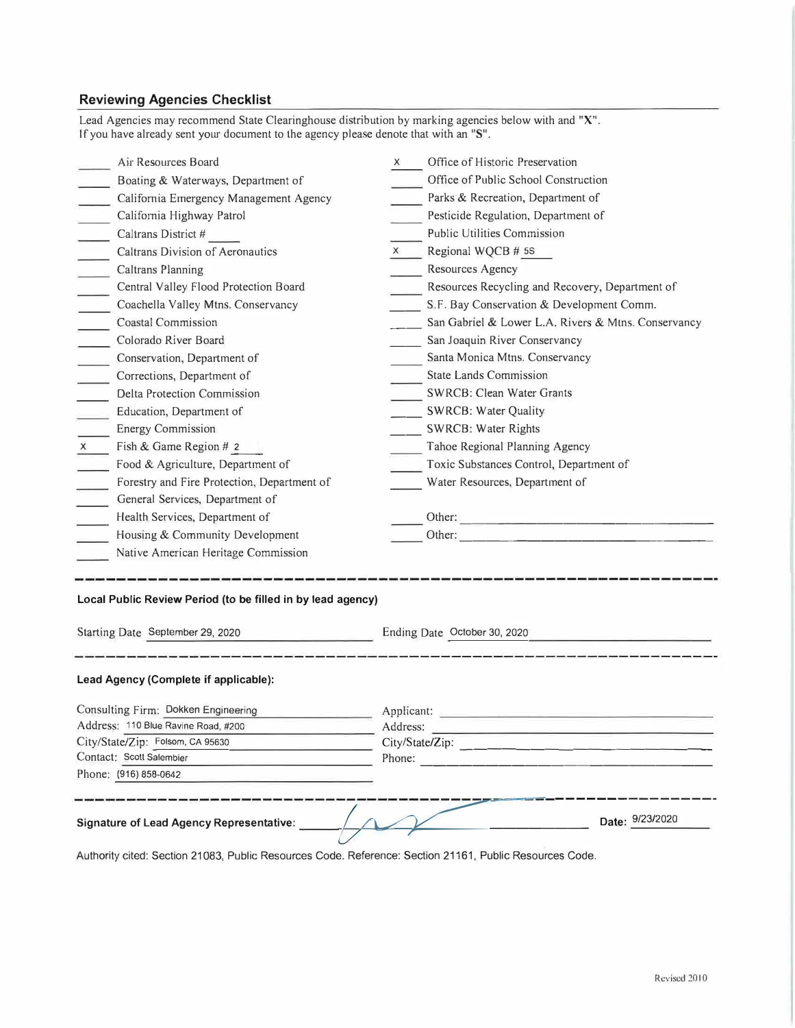## Reviewing Agencies Checklist

Lead Agencies may recommend State Clearinghouse distribution by marking agencies below with and "X".
If you have already sent your document to the agency please denote that with an "S".

- ____ Air Resources Board
- ____ Boating & Waterways, Department of
- ____ California Emergency Management Agency
- ____ California Highway Patrol
- ____ Caltrans District # ____
- ____ Caltrans Division of Aeronautics
- ____ Caltrans Planning
- ____ Central Valley Flood Protection Board
- ____ Coachella Valley Mtns. Conservancy
- ____ Coastal Commission
- ____ Colorado River Board
- ____ Conservation, Department of
- ____ Corrections, Department of
- ____ Delta Protection Commission
- ____ Education, Department of
- ____ Energy Commission
- X Fish & Game Region # 2
- ____ Food & Agriculture, Department of
- ____ Forestry and Fire Protection, Department of
- ____ General Services, Department of
- ____ Health Services, Department of
- ____ Housing & Community Development
- ____ Native American Heritage Commission
- X Office of Historic Preservation
- ____ Office of Public School Construction
- ____ Parks & Recreation, Department of
- ____ Pesticide Regulation, Department of
- ____ Public Utilities Commission
- X Regional WQCB # 5S
- ____ Resources Agency
- ____ Resources Recycling and Recovery, Department of
- ____ S.F. Bay Conservation & Development Comm.
- ____ San Gabriel & Lower L.A. Rivers & Mtns. Conservancy
- ____ San Joaquin River Conservancy
- ____ Santa Monica Mtns. Conservancy
- ____ State Lands Commission
- ____ SWRCB: Clean Water Grants
- ____ SWRCB: Water Quality
- ____ SWRCB: Water Rights
- ____ Tahoe Regional Planning Agency
- ____ Toxic Substances Control, Department of
- ____ Water Resources, Department of
- ____ Other: ____
- ____ Other: ____

---

**Local Public Review Period (to be filled in by lead agency)**

Starting Date September 29, 2020 Ending Date October 30, 2020

---

**Lead Agency (Complete if applicable):**

Consulting Firm: Dokken Engineering
Address: 110 Blue Ravine Road, #200
City/State/Zip: Folsom, CA 95630
Contact: Scott Salembier
Phone: (916) 858-0642

Applicant: ____
Address: ____
City/State/Zip: ____
Phone: ____

---

**Signature of Lead Agency Representative:** ____ **Date:** 9/23/2020

Authority cited: Section 21083, Public Resources Code. Reference: Section 21161, Public Resources Code.

Revised 2010